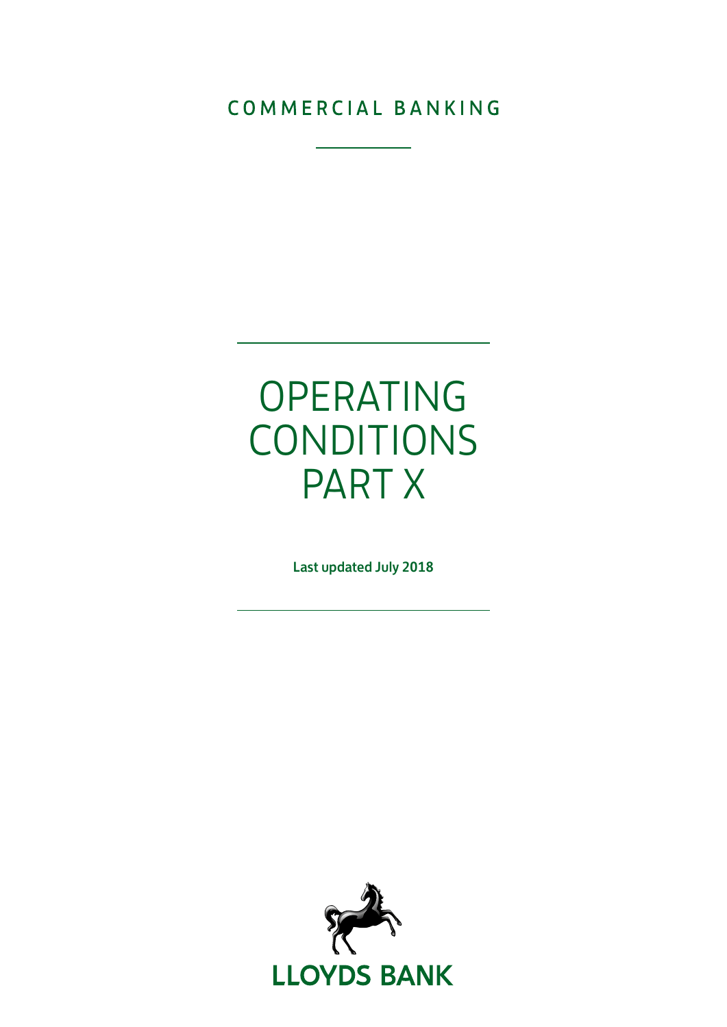COMMERCIAL BANKING

# OPERATING CONDITIONS PART X

**Last updated July 2018**

**LLOYDS BANK**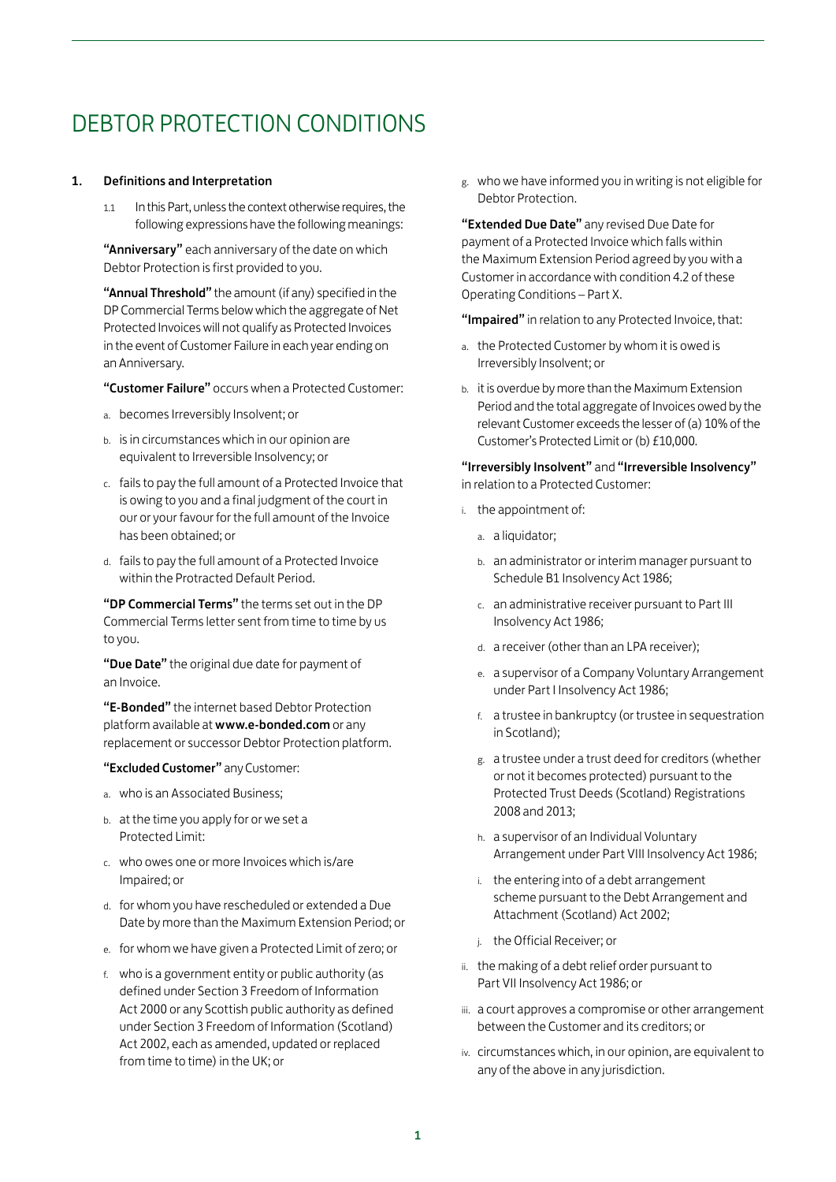# DEBTOR PROTECTION CONDITIONS

**1. Definitions and Interpretation**

1.1 In this Part, unless the context otherwise requires, the following expressions have the following meanings:

**"Anniversary"** each anniversary of the date on which Debtor Protection is first provided to you.

**"Annual Threshold"** the amount (if any) specified in the DP Commercial Terms below which the aggregate of Net Protected Invoices will not qualify as Protected Invoices in the event of Customer Failure in each year ending on an Anniversary.

**"Customer Failure"** occurs when a Protected Customer:

a. becomes Irreversibly Insolvent; or
b. is in circumstances which in our opinion are equivalent to Irreversible Insolvency; or
c. fails to pay the full amount of a Protected Invoice that is owing to you and a final judgment of the court in our or your favour for the full amount of the Invoice has been obtained; or
d. fails to pay the full amount of a Protected Invoice within the Protracted Default Period.

**"DP Commercial Terms"** the terms set out in the DP Commercial Terms letter sent from time to time by us to you.

**"Due Date"** the original due date for payment of an Invoice.

**"E-Bonded"** the internet based Debtor Protection platform available at **www.e-bonded.com** or any replacement or successor Debtor Protection platform.

**"Excluded Customer"** any Customer:

a. who is an Associated Business;
b. at the time you apply for or we set a Protected Limit:
c. who owes one or more Invoices which is/are Impaired; or
d. for whom you have rescheduled or extended a Due Date by more than the Maximum Extension Period; or
e. for whom we have given a Protected Limit of zero; or
f. who is a government entity or public authority (as defined under Section 3 Freedom of Information Act 2000 or any Scottish public authority as defined under Section 3 Freedom of Information (Scotland) Act 2002, each as amended, updated or replaced from time to time) in the UK; or
g. who we have informed you in writing is not eligible for Debtor Protection.

**"Extended Due Date"** any revised Due Date for payment of a Protected Invoice which falls within the Maximum Extension Period agreed by you with a Customer in accordance with condition 4.2 of these Operating Conditions – Part X.

**"Impaired"** in relation to any Protected Invoice, that:

a. the Protected Customer by whom it is owed is Irreversibly Insolvent; or
b. it is overdue by more than the Maximum Extension Period and the total aggregate of Invoices owed by the relevant Customer exceeds the lesser of (a) 10% of the Customer's Protected Limit or (b) £10,000.

**"Irreversibly Insolvent"** and **"Irreversible Insolvency"** in relation to a Protected Customer:

i. the appointment of:
   a. a liquidator;
   b. an administrator or interim manager pursuant to Schedule B1 Insolvency Act 1986;
   c. an administrative receiver pursuant to Part III Insolvency Act 1986;
   d. a receiver (other than an LPA receiver);
   e. a supervisor of a Company Voluntary Arrangement under Part I Insolvency Act 1986;
   f. a trustee in bankruptcy (or trustee in sequestration in Scotland);
   g. a trustee under a trust deed for creditors (whether or not it becomes protected) pursuant to the Protected Trust Deeds (Scotland) Registrations 2008 and 2013;
   h. a supervisor of an Individual Voluntary Arrangement under Part VIII Insolvency Act 1986;
   i. the entering into of a debt arrangement scheme pursuant to the Debt Arrangement and Attachment (Scotland) Act 2002;
   j. the Official Receiver; or
ii. the making of a debt relief order pursuant to Part VII Insolvency Act 1986; or
iii. a court approves a compromise or other arrangement between the Customer and its creditors; or
iv. circumstances which, in our opinion, are equivalent to any of the above in any jurisdiction.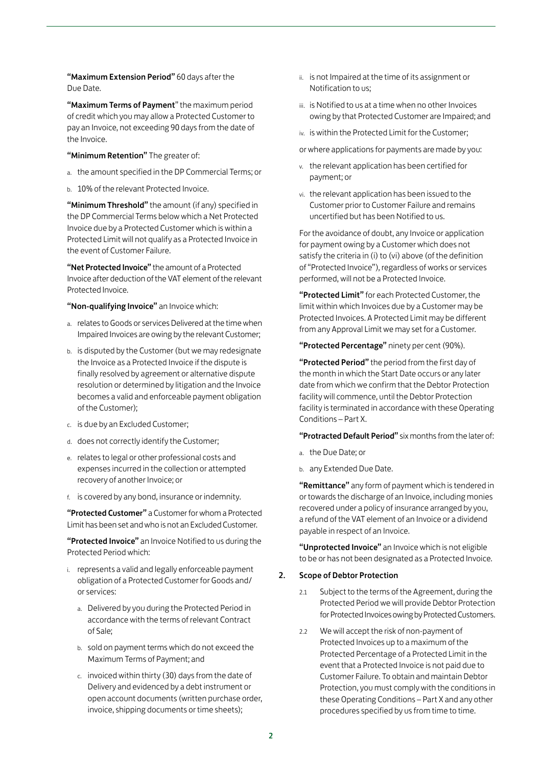**"Maximum Extension Period"** 60 days after the Due Date.

**"Maximum Terms of Payment"** the maximum period of credit which you may allow a Protected Customer to pay an Invoice, not exceeding 90 days from the date of the Invoice.

**"Minimum Retention"** The greater of:

a. the amount specified in the DP Commercial Terms; or
b. 10% of the relevant Protected Invoice.

**"Minimum Threshold"** the amount (if any) specified in the DP Commercial Terms below which a Net Protected Invoice due by a Protected Customer which is within a Protected Limit will not qualify as a Protected Invoice in the event of Customer Failure.

**"Net Protected Invoice"** the amount of a Protected Invoice after deduction of the VAT element of the relevant Protected Invoice.

**"Non-qualifying Invoice"** an Invoice which:

a. relates to Goods or services Delivered at the time when Impaired Invoices are owing by the relevant Customer;
b. is disputed by the Customer (but we may redesignate the Invoice as a Protected Invoice if the dispute is finally resolved by agreement or alternative dispute resolution or determined by litigation and the Invoice becomes a valid and enforceable payment obligation of the Customer);
c. is due by an Excluded Customer;
d. does not correctly identify the Customer;
e. relates to legal or other professional costs and expenses incurred in the collection or attempted recovery of another Invoice; or
f. is covered by any bond, insurance or indemnity.

**"Protected Customer"** a Customer for whom a Protected Limit has been set and who is not an Excluded Customer.

**"Protected Invoice"** an Invoice Notified to us during the Protected Period which:

i. represents a valid and legally enforceable payment obligation of a Protected Customer for Goods and/or services:
   a. Delivered by you during the Protected Period in accordance with the terms of relevant Contract of Sale;
   b. sold on payment terms which do not exceed the Maximum Terms of Payment; and
   c. invoiced within thirty (30) days from the date of Delivery and evidenced by a debt instrument or open account documents (written purchase order, invoice, shipping documents or time sheets);
ii. is not Impaired at the time of its assignment or Notification to us;
iii. is Notified to us at a time when no other Invoices owing by that Protected Customer are Impaired; and
iv. is within the Protected Limit for the Customer;

or where applications for payments are made by you:

v. the relevant application has been certified for payment; or
vi. the relevant application has been issued to the Customer prior to Customer Failure and remains uncertified but has been Notified to us.

For the avoidance of doubt, any Invoice or application for payment owing by a Customer which does not satisfy the criteria in (i) to (vi) above (of the definition of "Protected Invoice"), regardless of works or services performed, will not be a Protected Invoice.

**"Protected Limit"** for each Protected Customer, the limit within which Invoices due by a Customer may be Protected Invoices. A Protected Limit may be different from any Approval Limit we may set for a Customer.

**"Protected Percentage"** ninety per cent (90%).

**"Protected Period"** the period from the first day of the month in which the Start Date occurs or any later date from which we confirm that the Debtor Protection facility will commence, until the Debtor Protection facility is terminated in accordance with these Operating Conditions – Part X.

**"Protracted Default Period"** six months from the later of:

a. the Due Date; or
b. any Extended Due Date.

**"Remittance"** any form of payment which is tendered in or towards the discharge of an Invoice, including monies recovered under a policy of insurance arranged by you, a refund of the VAT element of an Invoice or a dividend payable in respect of an Invoice.

**"Unprotected Invoice"** an Invoice which is not eligible to be or has not been designated as a Protected Invoice.

## 2. Scope of Debtor Protection

2.1 Subject to the terms of the Agreement, during the Protected Period we will provide Debtor Protection for Protected Invoices owing by Protected Customers.

2.2 We will accept the risk of non-payment of Protected Invoices up to a maximum of the Protected Percentage of a Protected Limit in the event that a Protected Invoice is not paid due to Customer Failure. To obtain and maintain Debtor Protection, you must comply with the conditions in these Operating Conditions – Part X and any other procedures specified by us from time to time.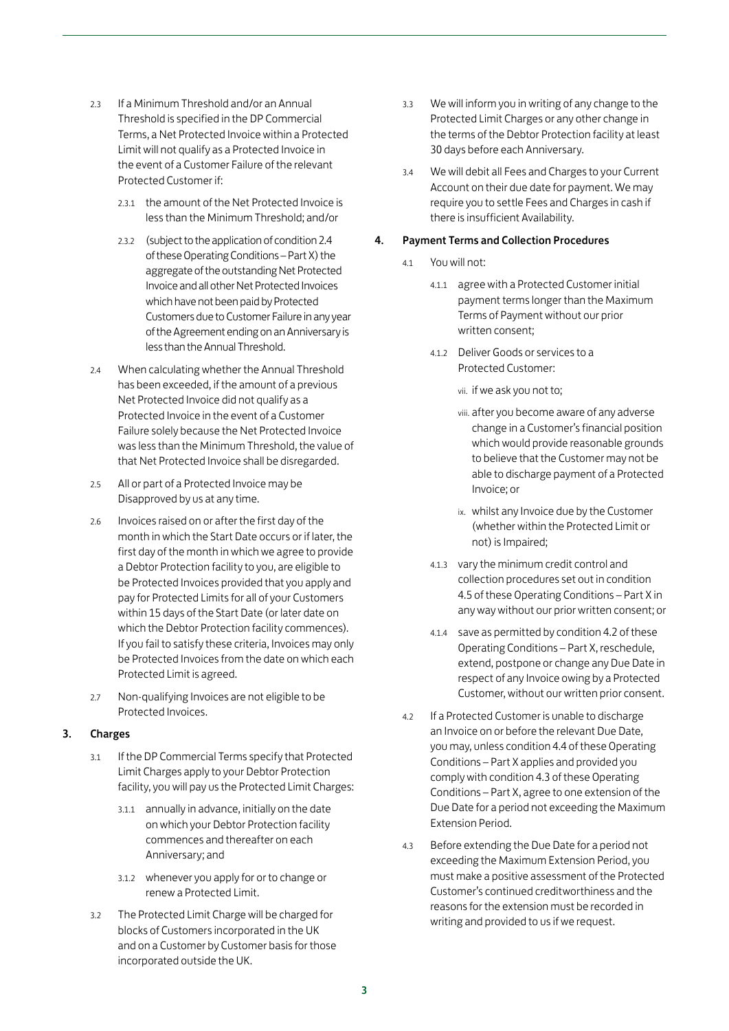2.3 If a Minimum Threshold and/or an Annual Threshold is specified in the DP Commercial Terms, a Net Protected Invoice within a Protected Limit will not qualify as a Protected Invoice in the event of a Customer Failure of the relevant Protected Customer if:

2.3.1 the amount of the Net Protected Invoice is less than the Minimum Threshold; and/or

2.3.2 (subject to the application of condition 2.4 of these Operating Conditions – Part X) the aggregate of the outstanding Net Protected Invoice and all other Net Protected Invoices which have not been paid by Protected Customers due to Customer Failure in any year of the Agreement ending on an Anniversary is less than the Annual Threshold.

2.4 When calculating whether the Annual Threshold has been exceeded, if the amount of a previous Net Protected Invoice did not qualify as a Protected Invoice in the event of a Customer Failure solely because the Net Protected Invoice was less than the Minimum Threshold, the value of that Net Protected Invoice shall be disregarded.

2.5 All or part of a Protected Invoice may be Disapproved by us at any time.

2.6 Invoices raised on or after the first day of the month in which the Start Date occurs or if later, the first day of the month in which we agree to provide a Debtor Protection facility to you, are eligible to be Protected Invoices provided that you apply and pay for Protected Limits for all of your Customers within 15 days of the Start Date (or later date on which the Debtor Protection facility commences). If you fail to satisfy these criteria, Invoices may only be Protected Invoices from the date on which each Protected Limit is agreed.

2.7 Non-qualifying Invoices are not eligible to be Protected Invoices.

## 3. Charges

3.1 If the DP Commercial Terms specify that Protected Limit Charges apply to your Debtor Protection facility, you will pay us the Protected Limit Charges:

3.1.1 annually in advance, initially on the date on which your Debtor Protection facility commences and thereafter on each Anniversary; and

3.1.2 whenever you apply for or to change or renew a Protected Limit.

3.2 The Protected Limit Charge will be charged for blocks of Customers incorporated in the UK and on a Customer by Customer basis for those incorporated outside the UK.

3.3 We will inform you in writing of any change to the Protected Limit Charges or any other change in the terms of the Debtor Protection facility at least 30 days before each Anniversary.

3.4 We will debit all Fees and Charges to your Current Account on their due date for payment. We may require you to settle Fees and Charges in cash if there is insufficient Availability.

## 4. Payment Terms and Collection Procedures

4.1 You will not:

4.1.1 agree with a Protected Customer initial payment terms longer than the Maximum Terms of Payment without our prior written consent;

4.1.2 Deliver Goods or services to a Protected Customer:

vii. if we ask you not to;

viii. after you become aware of any adverse change in a Customer's financial position which would provide reasonable grounds to believe that the Customer may not be able to discharge payment of a Protected Invoice; or

ix. whilst any Invoice due by the Customer (whether within the Protected Limit or not) is Impaired;

4.1.3 vary the minimum credit control and collection procedures set out in condition 4.5 of these Operating Conditions – Part X in any way without our prior written consent; or

4.1.4 save as permitted by condition 4.2 of these Operating Conditions – Part X, reschedule, extend, postpone or change any Due Date in respect of any Invoice owing by a Protected Customer, without our written prior consent.

4.2 If a Protected Customer is unable to discharge an Invoice on or before the relevant Due Date, you may, unless condition 4.4 of these Operating Conditions – Part X applies and provided you comply with condition 4.3 of these Operating Conditions – Part X, agree to one extension of the Due Date for a period not exceeding the Maximum Extension Period.

4.3 Before extending the Due Date for a period not exceeding the Maximum Extension Period, you must make a positive assessment of the Protected Customer's continued creditworthiness and the reasons for the extension must be recorded in writing and provided to us if we request.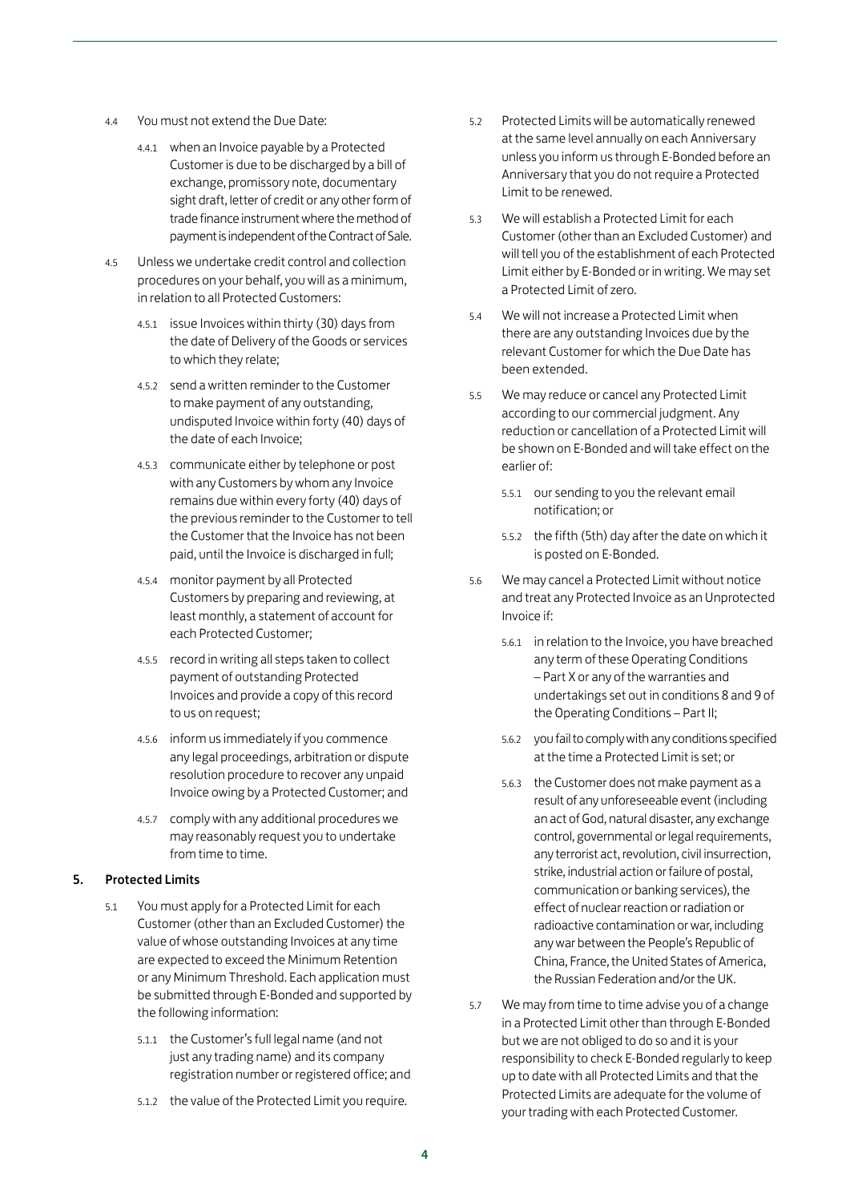4.4 You must not extend the Due Date:

4.4.1 when an Invoice payable by a Protected Customer is due to be discharged by a bill of exchange, promissory note, documentary sight draft, letter of credit or any other form of trade finance instrument where the method of payment is independent of the Contract of Sale.

4.5 Unless we undertake credit control and collection procedures on your behalf, you will as a minimum, in relation to all Protected Customers:

4.5.1 issue Invoices within thirty (30) days from the date of Delivery of the Goods or services to which they relate;

4.5.2 send a written reminder to the Customer to make payment of any outstanding, undisputed Invoice within forty (40) days of the date of each Invoice;

4.5.3 communicate either by telephone or post with any Customers by whom any Invoice remains due within every forty (40) days of the previous reminder to the Customer to tell the Customer that the Invoice has not been paid, until the Invoice is discharged in full;

4.5.4 monitor payment by all Protected Customers by preparing and reviewing, at least monthly, a statement of account for each Protected Customer;

4.5.5 record in writing all steps taken to collect payment of outstanding Protected Invoices and provide a copy of this record to us on request;

4.5.6 inform us immediately if you commence any legal proceedings, arbitration or dispute resolution procedure to recover any unpaid Invoice owing by a Protected Customer; and

4.5.7 comply with any additional procedures we may reasonably request you to undertake from time to time.

## 5. Protected Limits

5.1 You must apply for a Protected Limit for each Customer (other than an Excluded Customer) the value of whose outstanding Invoices at any time are expected to exceed the Minimum Retention or any Minimum Threshold. Each application must be submitted through E-Bonded and supported by the following information:

5.1.1 the Customer's full legal name (and not just any trading name) and its company registration number or registered office; and

5.1.2 the value of the Protected Limit you require.

5.2 Protected Limits will be automatically renewed at the same level annually on each Anniversary unless you inform us through E-Bonded before an Anniversary that you do not require a Protected Limit to be renewed.

5.3 We will establish a Protected Limit for each Customer (other than an Excluded Customer) and will tell you of the establishment of each Protected Limit either by E-Bonded or in writing. We may set a Protected Limit of zero.

5.4 We will not increase a Protected Limit when there are any outstanding Invoices due by the relevant Customer for which the Due Date has been extended.

5.5 We may reduce or cancel any Protected Limit according to our commercial judgment. Any reduction or cancellation of a Protected Limit will be shown on E-Bonded and will take effect on the earlier of:

5.5.1 our sending to you the relevant email notification; or

5.5.2 the fifth (5th) day after the date on which it is posted on E-Bonded.

5.6 We may cancel a Protected Limit without notice and treat any Protected Invoice as an Unprotected Invoice if:

5.6.1 in relation to the Invoice, you have breached any term of these Operating Conditions – Part X or any of the warranties and undertakings set out in conditions 8 and 9 of the Operating Conditions – Part II;

5.6.2 you fail to comply with any conditions specified at the time a Protected Limit is set; or

5.6.3 the Customer does not make payment as a result of any unforeseeable event (including an act of God, natural disaster, any exchange control, governmental or legal requirements, any terrorist act, revolution, civil insurrection, strike, industrial action or failure of postal, communication or banking services), the effect of nuclear reaction or radiation or radioactive contamination or war, including any war between the People's Republic of China, France, the United States of America, the Russian Federation and/or the UK.

5.7 We may from time to time advise you of a change in a Protected Limit other than through E-Bonded but we are not obliged to do so and it is your responsibility to check E-Bonded regularly to keep up to date with all Protected Limits and that the Protected Limits are adequate for the volume of your trading with each Protected Customer.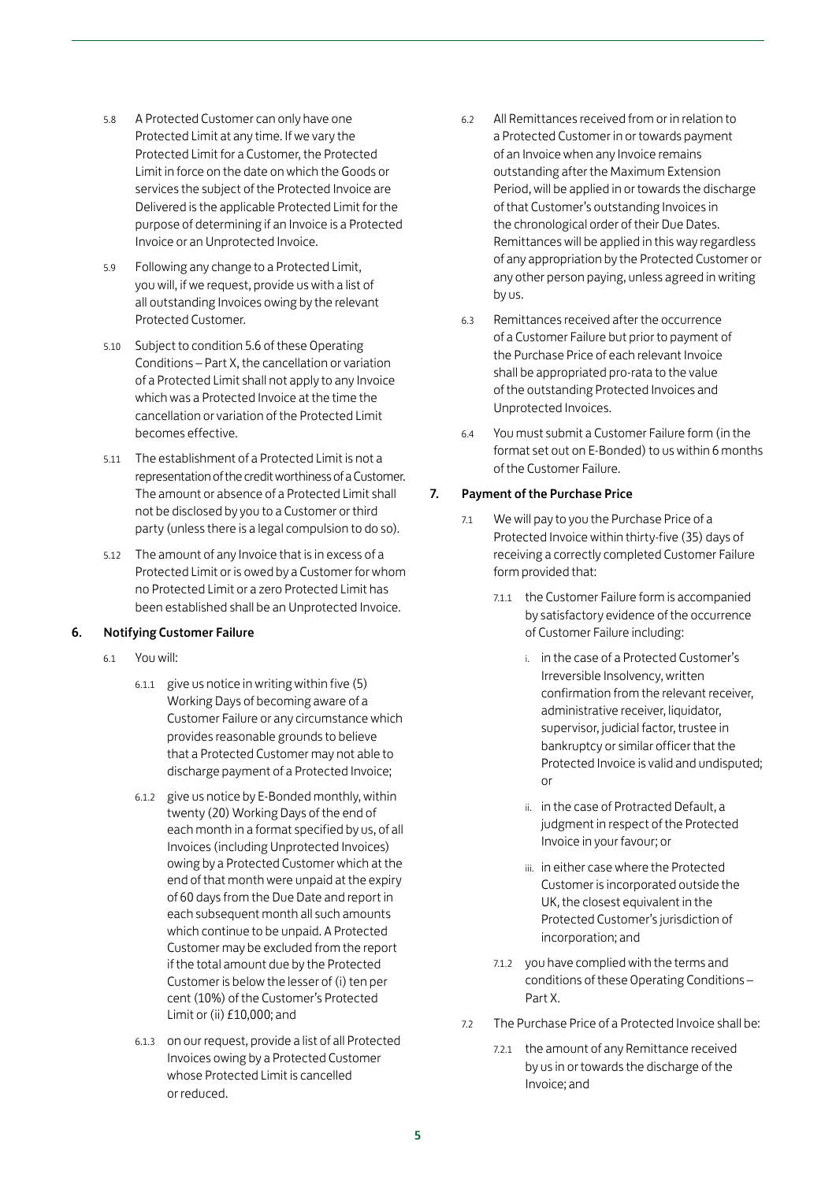5.8 A Protected Customer can only have one Protected Limit at any time. If we vary the Protected Limit for a Customer, the Protected Limit in force on the date on which the Goods or services the subject of the Protected Invoice are Delivered is the applicable Protected Limit for the purpose of determining if an Invoice is a Protected Invoice or an Unprotected Invoice.

5.9 Following any change to a Protected Limit, you will, if we request, provide us with a list of all outstanding Invoices owing by the relevant Protected Customer.

5.10 Subject to condition 5.6 of these Operating Conditions – Part X, the cancellation or variation of a Protected Limit shall not apply to any Invoice which was a Protected Invoice at the time the cancellation or variation of the Protected Limit becomes effective.

5.11 The establishment of a Protected Limit is not a representation of the credit worthiness of a Customer. The amount or absence of a Protected Limit shall not be disclosed by you to a Customer or third party (unless there is a legal compulsion to do so).

5.12 The amount of any Invoice that is in excess of a Protected Limit or is owed by a Customer for whom no Protected Limit or a zero Protected Limit has been established shall be an Unprotected Invoice.

## 6. Notifying Customer Failure

6.1 You will:

6.1.1 give us notice in writing within five (5) Working Days of becoming aware of a Customer Failure or any circumstance which provides reasonable grounds to believe that a Protected Customer may not able to discharge payment of a Protected Invoice;

6.1.2 give us notice by E-Bonded monthly, within twenty (20) Working Days of the end of each month in a format specified by us, of all Invoices (including Unprotected Invoices) owing by a Protected Customer which at the end of that month were unpaid at the expiry of 60 days from the Due Date and report in each subsequent month all such amounts which continue to be unpaid. A Protected Customer may be excluded from the report if the total amount due by the Protected Customer is below the lesser of (i) ten per cent (10%) of the Customer's Protected Limit or (ii) £10,000; and

6.1.3 on our request, provide a list of all Protected Invoices owing by a Protected Customer whose Protected Limit is cancelled or reduced.

6.2 All Remittances received from or in relation to a Protected Customer in or towards payment of an Invoice when any Invoice remains outstanding after the Maximum Extension Period, will be applied in or towards the discharge of that Customer's outstanding Invoices in the chronological order of their Due Dates. Remittances will be applied in this way regardless of any appropriation by the Protected Customer or any other person paying, unless agreed in writing by us.

6.3 Remittances received after the occurrence of a Customer Failure but prior to payment of the Purchase Price of each relevant Invoice shall be appropriated pro-rata to the value of the outstanding Protected Invoices and Unprotected Invoices.

6.4 You must submit a Customer Failure form (in the format set out on E-Bonded) to us within 6 months of the Customer Failure.

## 7. Payment of the Purchase Price

7.1 We will pay to you the Purchase Price of a Protected Invoice within thirty-five (35) days of receiving a correctly completed Customer Failure form provided that:

7.1.1 the Customer Failure form is accompanied by satisfactory evidence of the occurrence of Customer Failure including:

i. in the case of a Protected Customer's Irreversible Insolvency, written confirmation from the relevant receiver, administrative receiver, liquidator, supervisor, judicial factor, trustee in bankruptcy or similar officer that the Protected Invoice is valid and undisputed; or

ii. in the case of Protracted Default, a judgment in respect of the Protected Invoice in your favour; or

iii. in either case where the Protected Customer is incorporated outside the UK, the closest equivalent in the Protected Customer's jurisdiction of incorporation; and

7.1.2 you have complied with the terms and conditions of these Operating Conditions – Part X.

7.2 The Purchase Price of a Protected Invoice shall be:

7.2.1 the amount of any Remittance received by us in or towards the discharge of the Invoice; and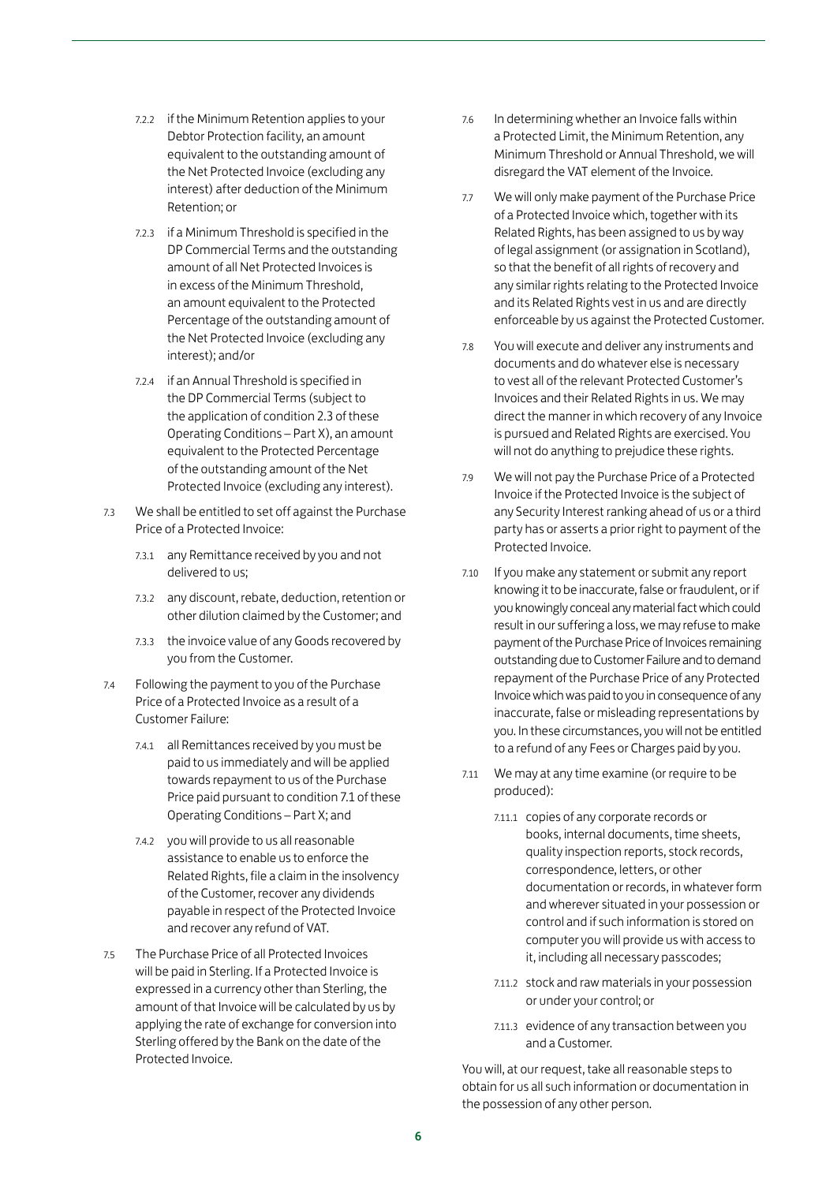7.2.2 if the Minimum Retention applies to your Debtor Protection facility, an amount equivalent to the outstanding amount of the Net Protected Invoice (excluding any interest) after deduction of the Minimum Retention; or

7.2.3 if a Minimum Threshold is specified in the DP Commercial Terms and the outstanding amount of all Net Protected Invoices is in excess of the Minimum Threshold, an amount equivalent to the Protected Percentage of the outstanding amount of the Net Protected Invoice (excluding any interest); and/or

7.2.4 if an Annual Threshold is specified in the DP Commercial Terms (subject to the application of condition 2.3 of these Operating Conditions – Part X), an amount equivalent to the Protected Percentage of the outstanding amount of the Net Protected Invoice (excluding any interest).

7.3 We shall be entitled to set off against the Purchase Price of a Protected Invoice:

7.3.1 any Remittance received by you and not delivered to us;

7.3.2 any discount, rebate, deduction, retention or other dilution claimed by the Customer; and

7.3.3 the invoice value of any Goods recovered by you from the Customer.

7.4 Following the payment to you of the Purchase Price of a Protected Invoice as a result of a Customer Failure:

7.4.1 all Remittances received by you must be paid to us immediately and will be applied towards repayment to us of the Purchase Price paid pursuant to condition 7.1 of these Operating Conditions – Part X; and

7.4.2 you will provide to us all reasonable assistance to enable us to enforce the Related Rights, file a claim in the insolvency of the Customer, recover any dividends payable in respect of the Protected Invoice and recover any refund of VAT.

7.5 The Purchase Price of all Protected Invoices will be paid in Sterling. If a Protected Invoice is expressed in a currency other than Sterling, the amount of that Invoice will be calculated by us by applying the rate of exchange for conversion into Sterling offered by the Bank on the date of the Protected Invoice.

7.6 In determining whether an Invoice falls within a Protected Limit, the Minimum Retention, any Minimum Threshold or Annual Threshold, we will disregard the VAT element of the Invoice.

7.7 We will only make payment of the Purchase Price of a Protected Invoice which, together with its Related Rights, has been assigned to us by way of legal assignment (or assignation in Scotland), so that the benefit of all rights of recovery and any similar rights relating to the Protected Invoice and its Related Rights vest in us and are directly enforceable by us against the Protected Customer.

7.8 You will execute and deliver any instruments and documents and do whatever else is necessary to vest all of the relevant Protected Customer's Invoices and their Related Rights in us. We may direct the manner in which recovery of any Invoice is pursued and Related Rights are exercised. You will not do anything to prejudice these rights.

7.9 We will not pay the Purchase Price of a Protected Invoice if the Protected Invoice is the subject of any Security Interest ranking ahead of us or a third party has or asserts a prior right to payment of the Protected Invoice.

7.10 If you make any statement or submit any report knowing it to be inaccurate, false or fraudulent, or if you knowingly conceal any material fact which could result in our suffering a loss, we may refuse to make payment of the Purchase Price of Invoices remaining outstanding due to Customer Failure and to demand repayment of the Purchase Price of any Protected Invoice which was paid to you in consequence of any inaccurate, false or misleading representations by you. In these circumstances, you will not be entitled to a refund of any Fees or Charges paid by you.

7.11 We may at any time examine (or require to be produced):

7.11.1 copies of any corporate records or books, internal documents, time sheets, quality inspection reports, stock records, correspondence, letters, or other documentation or records, in whatever form and wherever situated in your possession or control and if such information is stored on computer you will provide us with access to it, including all necessary passcodes;

7.11.2 stock and raw materials in your possession or under your control; or

7.11.3 evidence of any transaction between you and a Customer.

You will, at our request, take all reasonable steps to obtain for us all such information or documentation in the possession of any other person.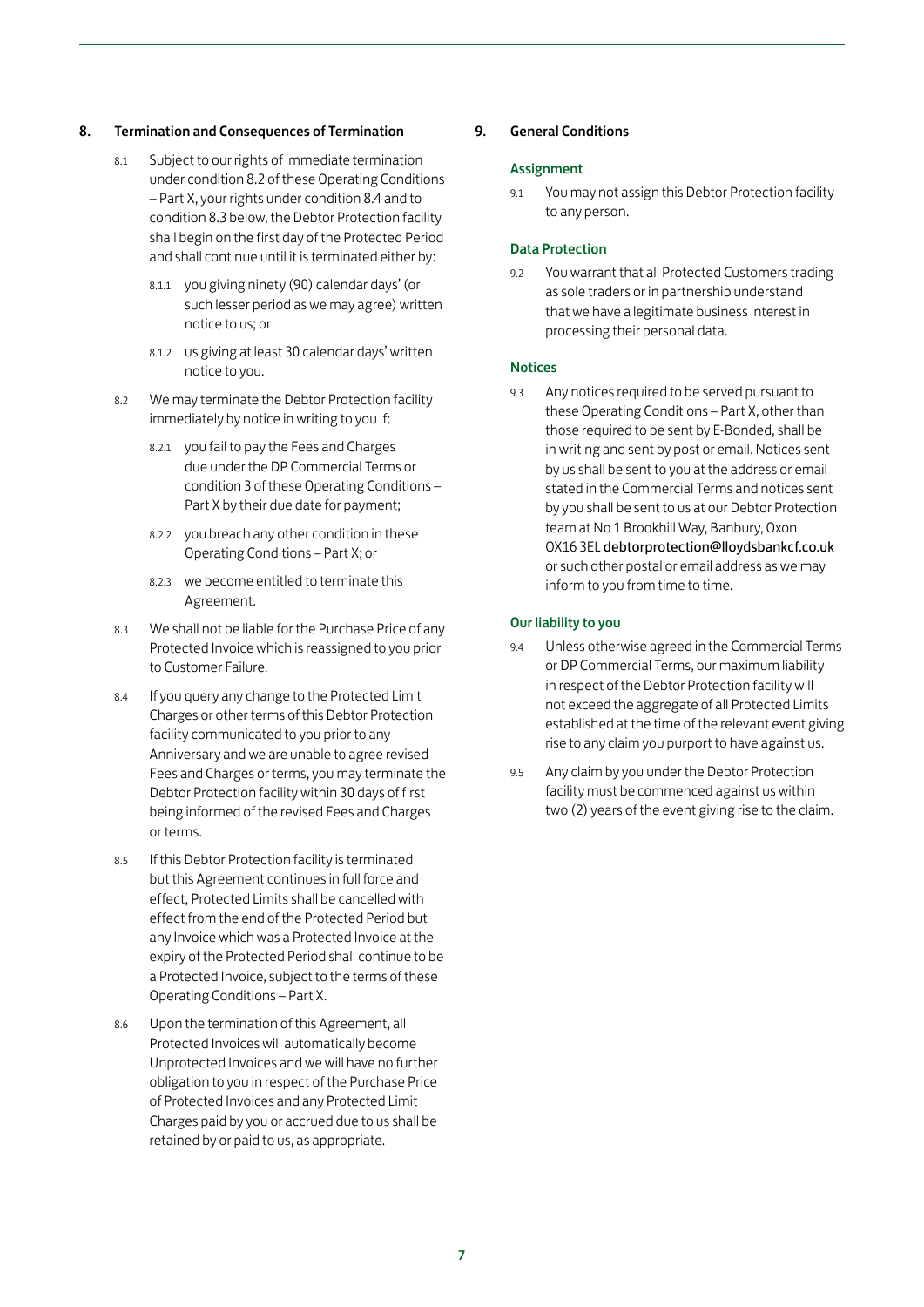## 8. Termination and Consequences of Termination

8.1 Subject to our rights of immediate termination under condition 8.2 of these Operating Conditions – Part X, your rights under condition 8.4 and to condition 8.3 below, the Debtor Protection facility shall begin on the first day of the Protected Period and shall continue until it is terminated either by:

8.1.1 you giving ninety (90) calendar days' (or such lesser period as we may agree) written notice to us; or

8.1.2 us giving at least 30 calendar days' written notice to you.

8.2 We may terminate the Debtor Protection facility immediately by notice in writing to you if:

8.2.1 you fail to pay the Fees and Charges due under the DP Commercial Terms or condition 3 of these Operating Conditions – Part X by their due date for payment;

8.2.2 you breach any other condition in these Operating Conditions – Part X; or

8.2.3 we become entitled to terminate this Agreement.

8.3 We shall not be liable for the Purchase Price of any Protected Invoice which is reassigned to you prior to Customer Failure.

8.4 If you query any change to the Protected Limit Charges or other terms of this Debtor Protection facility communicated to you prior to any Anniversary and we are unable to agree revised Fees and Charges or terms, you may terminate the Debtor Protection facility within 30 days of first being informed of the revised Fees and Charges or terms.

8.5 If this Debtor Protection facility is terminated but this Agreement continues in full force and effect, Protected Limits shall be cancelled with effect from the end of the Protected Period but any Invoice which was a Protected Invoice at the expiry of the Protected Period shall continue to be a Protected Invoice, subject to the terms of these Operating Conditions – Part X.

8.6 Upon the termination of this Agreement, all Protected Invoices will automatically become Unprotected Invoices and we will have no further obligation to you in respect of the Purchase Price of Protected Invoices and any Protected Limit Charges paid by you or accrued due to us shall be retained by or paid to us, as appropriate.

## 9. General Conditions

### Assignment

9.1 You may not assign this Debtor Protection facility to any person.

### Data Protection

9.2 You warrant that all Protected Customers trading as sole traders or in partnership understand that we have a legitimate business interest in processing their personal data.

### Notices

9.3 Any notices required to be served pursuant to these Operating Conditions – Part X, other than those required to be sent by E-Bonded, shall be in writing and sent by post or email. Notices sent by us shall be sent to you at the address or email stated in the Commercial Terms and notices sent by you shall be sent to us at our Debtor Protection team at No 1 Brookhill Way, Banbury, Oxon OX16 3EL debtorprotection@lloydsbankcf.co.uk or such other postal or email address as we may inform to you from time to time.

### Our liability to you

9.4 Unless otherwise agreed in the Commercial Terms or DP Commercial Terms, our maximum liability in respect of the Debtor Protection facility will not exceed the aggregate of all Protected Limits established at the time of the relevant event giving rise to any claim you purport to have against us.

9.5 Any claim by you under the Debtor Protection facility must be commenced against us within two (2) years of the event giving rise to the claim.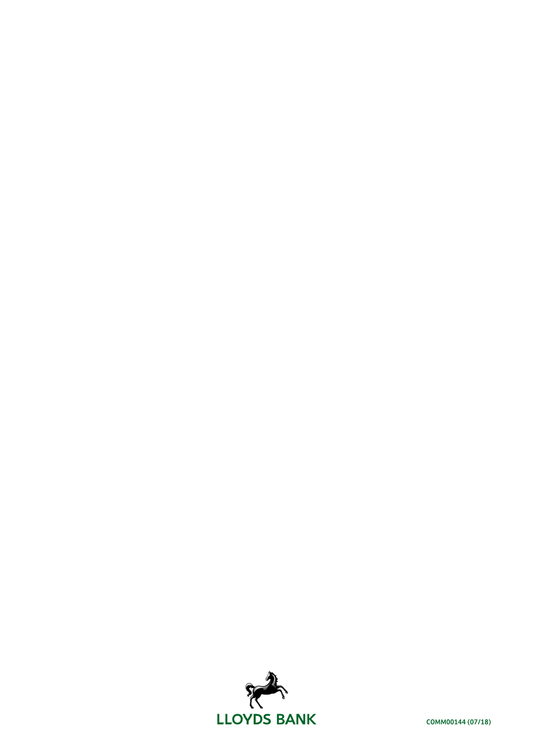LLOYDS BANK

COMM00144 (07/18)